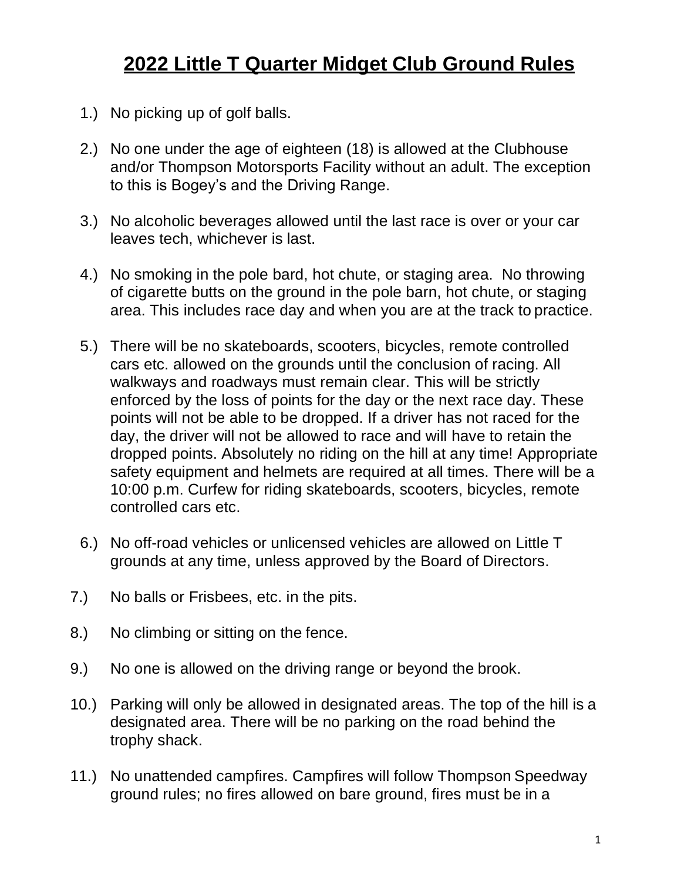# 2022 Little T Quarter Midget Club Ground Rules

1.) No picking up of golf balls.

2.) No one under the age of eighteen (18) is allowed at the Clubhouse and/or Thompson Motorsports Facility without an adult. The exception to this is Bogey's and the Driving Range.

3.) No alcoholic beverages allowed until the last race is over or your car leaves tech, whichever is last.

4.) No smoking in the pole bard, hot chute, or staging area. No throwing of cigarette butts on the ground in the pole barn, hot chute, or staging area. This includes race day and when you are at the track to practice.

5.) There will be no skateboards, scooters, bicycles, remote controlled cars etc. allowed on the grounds until the conclusion of racing. All walkways and roadways must remain clear. This will be strictly enforced by the loss of points for the day or the next race day. These points will not be able to be dropped. If a driver has not raced for the day, the driver will not be allowed to race and will have to retain the dropped points. Absolutely no riding on the hill at any time! Appropriate safety equipment and helmets are required at all times. There will be a 10:00 p.m. Curfew for riding skateboards, scooters, bicycles, remote controlled cars etc.

6.) No off-road vehicles or unlicensed vehicles are allowed on Little T grounds at any time, unless approved by the Board of Directors.

7.) No balls or Frisbees, etc. in the pits.

8.) No climbing or sitting on the fence.

9.) No one is allowed on the driving range or beyond the brook.

10.) Parking will only be allowed in designated areas. The top of the hill is a designated area. There will be no parking on the road behind the trophy shack.

11.) No unattended campfires. Campfires will follow Thompson Speedway ground rules; no fires allowed on bare ground, fires must be in a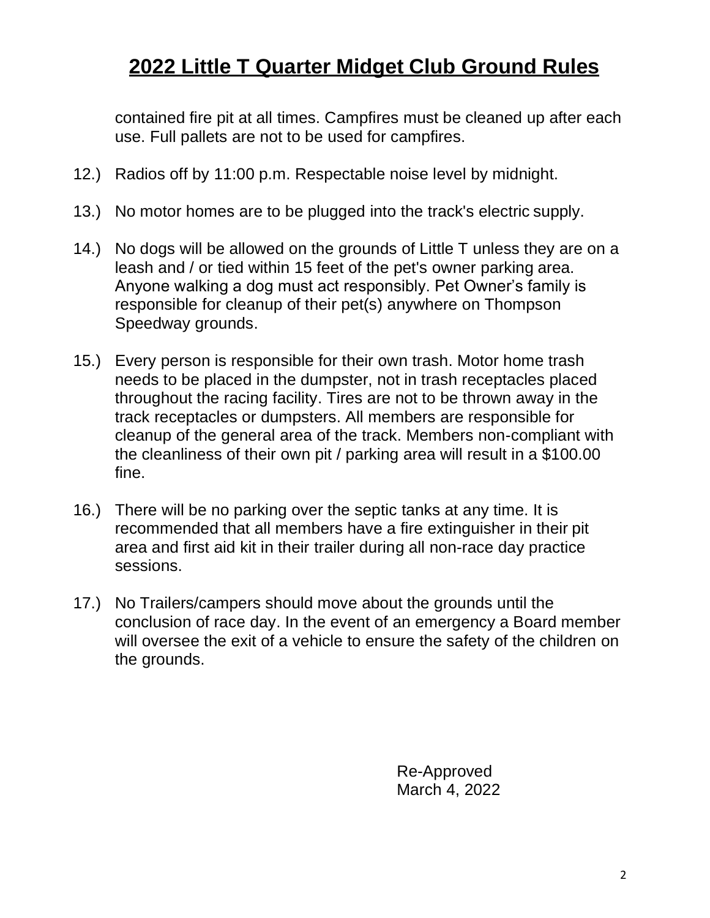# 2022 Little T Quarter Midget Club Ground Rules

contained fire pit at all times. Campfires must be cleaned up after each use. Full pallets are not to be used for campfires.

12.) Radios off by 11:00 p.m. Respectable noise level by midnight.

13.) No motor homes are to be plugged into the track's electric supply.

14.) No dogs will be allowed on the grounds of Little T unless they are on a leash and / or tied within 15 feet of the pet's owner parking area. Anyone walking a dog must act responsibly. Pet Owner's family is responsible for cleanup of their pet(s) anywhere on Thompson Speedway grounds.

15.) Every person is responsible for their own trash. Motor home trash needs to be placed in the dumpster, not in trash receptacles placed throughout the racing facility. Tires are not to be thrown away in the track receptacles or dumpsters. All members are responsible for cleanup of the general area of the track. Members non-compliant with the cleanliness of their own pit / parking area will result in a $100.00 fine.

16.) There will be no parking over the septic tanks at any time. It is recommended that all members have a fire extinguisher in their pit area and first aid kit in their trailer during all non-race day practice sessions.

17.) No Trailers/campers should move about the grounds until the conclusion of race day. In the event of an emergency a Board member will oversee the exit of a vehicle to ensure the safety of the children on the grounds.

Re-Approved
March 4, 2022